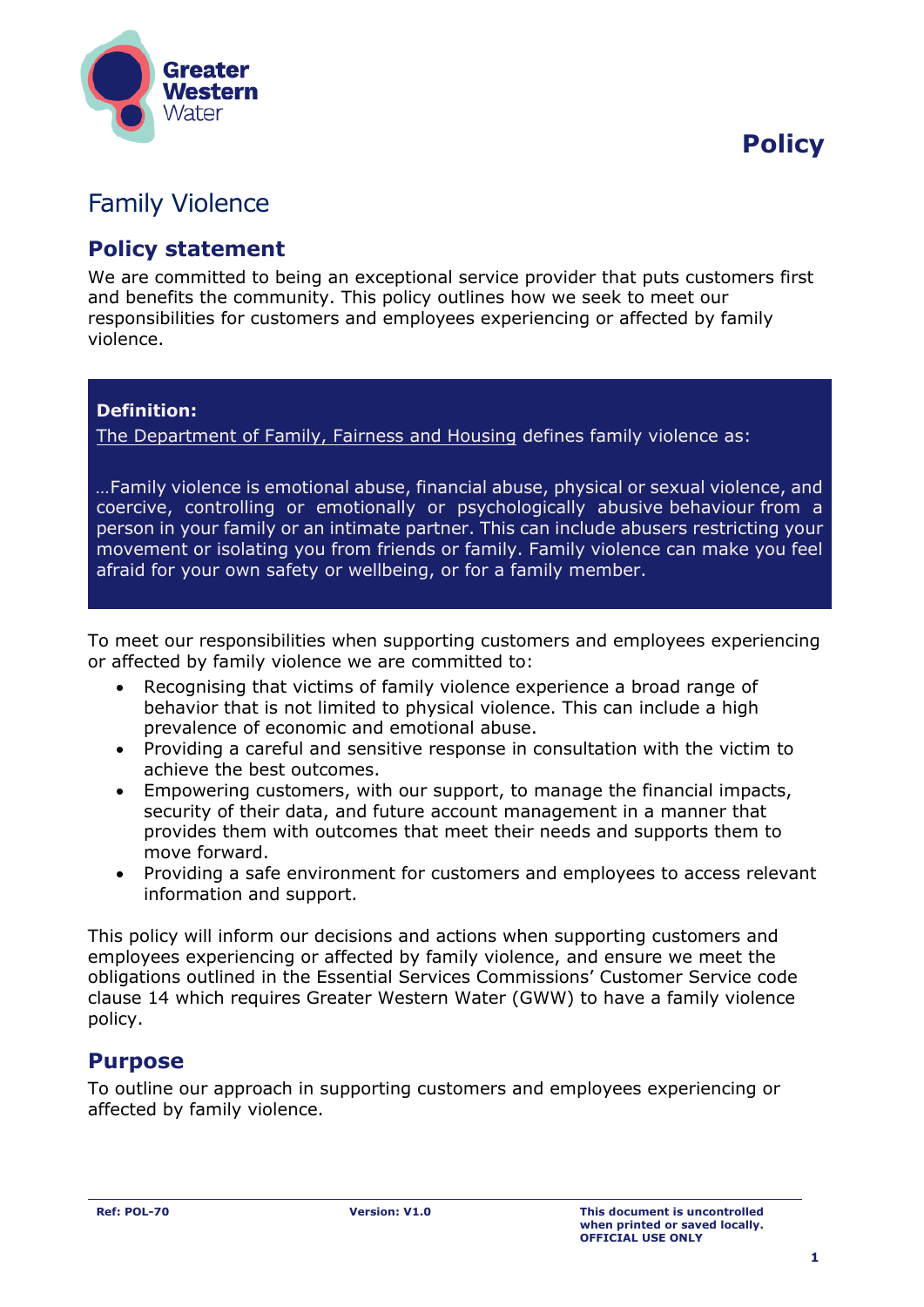# Policy

## Family Violence

### Policy statement

We are committed to being an exceptional service provider that puts customers first and benefits the community. This policy outlines how we seek to meet our responsibilities for customers and employees experiencing or affected by family violence.

> **Definition:**
>
> The Department of Family, Fairness and Housing defines family violence as:
>
> …Family violence is emotional abuse, financial abuse, physical or sexual violence, and coercive, controlling or emotionally or psychologically abusive behaviour from a person in your family or an intimate partner. This can include abusers restricting your movement or isolating you from friends or family. Family violence can make you feel afraid for your own safety or wellbeing, or for a family member.

To meet our responsibilities when supporting customers and employees experiencing or affected by family violence we are committed to:

- Recognising that victims of family violence experience a broad range of behavior that is not limited to physical violence. This can include a high prevalence of economic and emotional abuse.
- Providing a careful and sensitive response in consultation with the victim to achieve the best outcomes.
- Empowering customers, with our support, to manage the financial impacts, security of their data, and future account management in a manner that provides them with outcomes that meet their needs and supports them to move forward.
- Providing a safe environment for customers and employees to access relevant information and support.

This policy will inform our decisions and actions when supporting customers and employees experiencing or affected by family violence, and ensure we meet the obligations outlined in the Essential Services Commissions' Customer Service code clause 14 which requires Greater Western Water (GWW) to have a family violence policy.

### Purpose

To outline our approach in supporting customers and employees experiencing or affected by family violence.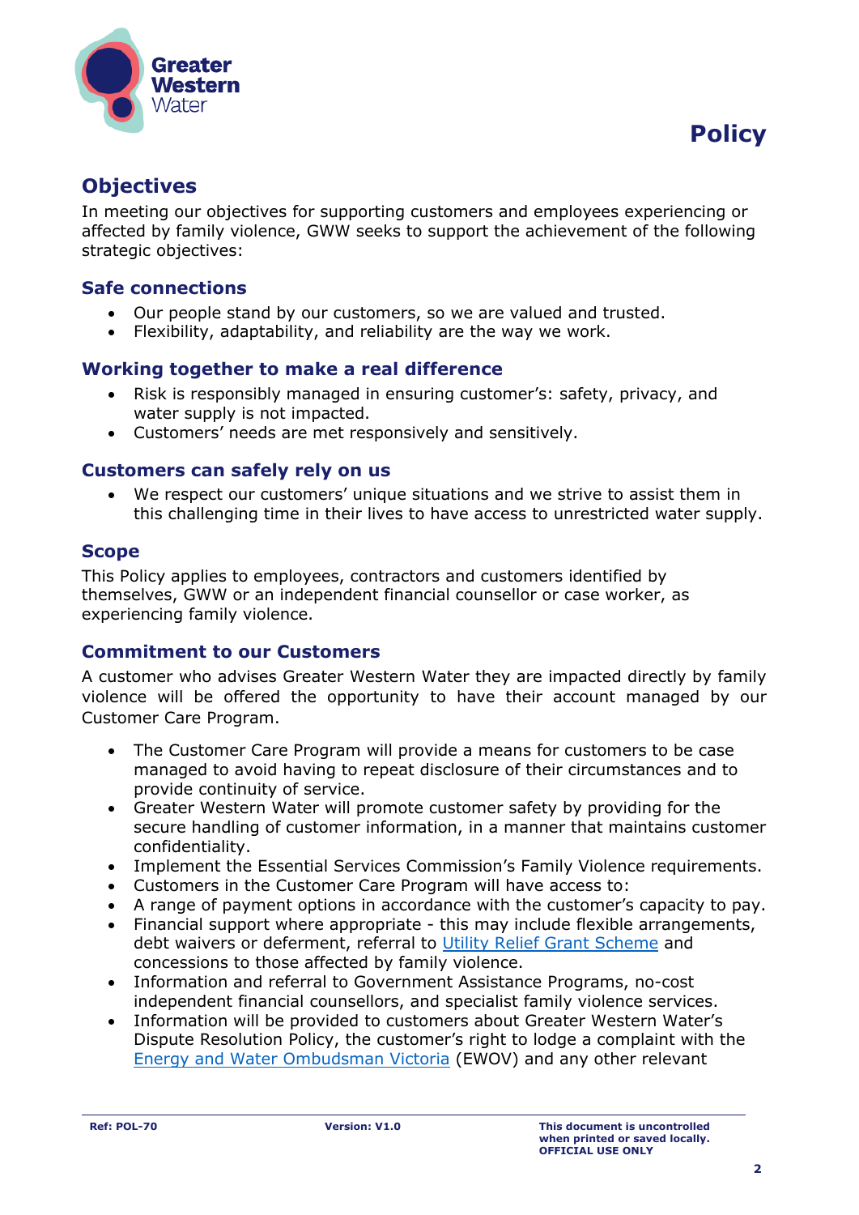## Objectives

In meeting our objectives for supporting customers and employees experiencing or affected by family violence, GWW seeks to support the achievement of the following strategic objectives:

### Safe connections

- Our people stand by our customers, so we are valued and trusted.
- Flexibility, adaptability, and reliability are the way we work.

### Working together to make a real difference

- Risk is responsibly managed in ensuring customer's: safety, privacy, and water supply is not impacted.
- Customers' needs are met responsively and sensitively.

### Customers can safely rely on us

- We respect our customers' unique situations and we strive to assist them in this challenging time in their lives to have access to unrestricted water supply.

## Scope

This Policy applies to employees, contractors and customers identified by themselves, GWW or an independent financial counsellor or case worker, as experiencing family violence.

### Commitment to our Customers

A customer who advises Greater Western Water they are impacted directly by family violence will be offered the opportunity to have their account managed by our Customer Care Program.

- The Customer Care Program will provide a means for customers to be case managed to avoid having to repeat disclosure of their circumstances and to provide continuity of service.
- Greater Western Water will promote customer safety by providing for the secure handling of customer information, in a manner that maintains customer confidentiality.
- Implement the Essential Services Commission's Family Violence requirements.
- Customers in the Customer Care Program will have access to:
- A range of payment options in accordance with the customer's capacity to pay.
- Financial support where appropriate - this may include flexible arrangements, debt waivers or deferment, referral to Utility Relief Grant Scheme and concessions to those affected by family violence.
- Information and referral to Government Assistance Programs, no-cost independent financial counsellors, and specialist family violence services.
- Information will be provided to customers about Greater Western Water's Dispute Resolution Policy, the customer's right to lodge a complaint with the Energy and Water Ombudsman Victoria (EWOV) and any other relevant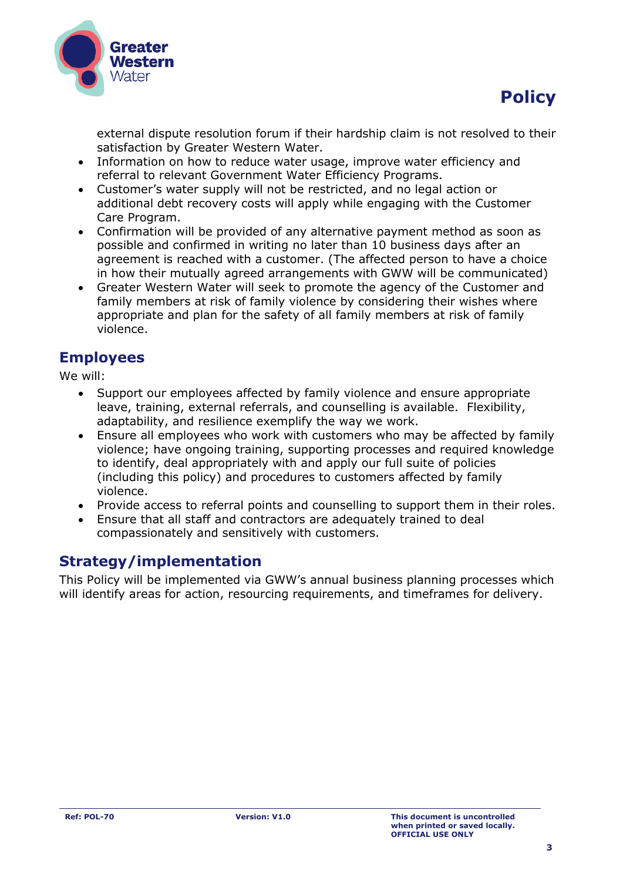external dispute resolution forum if their hardship claim is not resolved to their satisfaction by Greater Western Water.

- Information on how to reduce water usage, improve water efficiency and referral to relevant Government Water Efficiency Programs.
- Customer's water supply will not be restricted, and no legal action or additional debt recovery costs will apply while engaging with the Customer Care Program.
- Confirmation will be provided of any alternative payment method as soon as possible and confirmed in writing no later than 10 business days after an agreement is reached with a customer. (The affected person to have a choice in how their mutually agreed arrangements with GWW will be communicated)
- Greater Western Water will seek to promote the agency of the Customer and family members at risk of family violence by considering their wishes where appropriate and plan for the safety of all family members at risk of family violence.

## Employees

We will:

- Support our employees affected by family violence and ensure appropriate leave, training, external referrals, and counselling is available. Flexibility, adaptability, and resilience exemplify the way we work.
- Ensure all employees who work with customers who may be affected by family violence; have ongoing training, supporting processes and required knowledge to identify, deal appropriately with and apply our full suite of policies (including this policy) and procedures to customers affected by family violence.
- Provide access to referral points and counselling to support them in their roles.
- Ensure that all staff and contractors are adequately trained to deal compassionately and sensitively with customers.

## Strategy/implementation

This Policy will be implemented via GWW's annual business planning processes which will identify areas for action, resourcing requirements, and timeframes for delivery.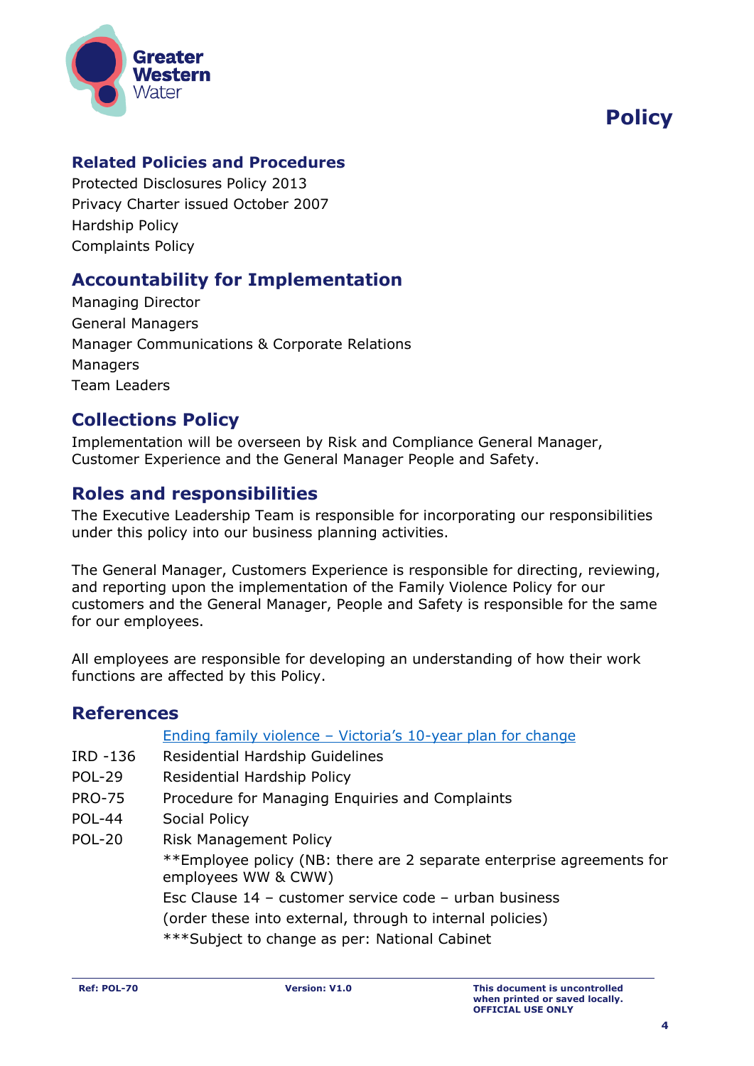## Related Policies and Procedures

Protected Disclosures Policy 2013
Privacy Charter issued October 2007
Hardship Policy
Complaints Policy

## Accountability for Implementation

Managing Director
General Managers
Manager Communications & Corporate Relations
Managers
Team Leaders

## Collections Policy

Implementation will be overseen by Risk and Compliance General Manager, Customer Experience and the General Manager People and Safety.

## Roles and responsibilities

The Executive Leadership Team is responsible for incorporating our responsibilities under this policy into our business planning activities.

The General Manager, Customers Experience is responsible for directing, reviewing, and reporting upon the implementation of the Family Violence Policy for our customers and the General Manager, People and Safety is responsible for the same for our employees.

All employees are responsible for developing an understanding of how their work functions are affected by this Policy.

## References

| | |
|---|---|
| | Ending family violence – Victoria's 10-year plan for change |
| IRD -136 | Residential Hardship Guidelines |
| POL-29 | Residential Hardship Policy |
| PRO-75 | Procedure for Managing Enquiries and Complaints |
| POL-44 | Social Policy |
| POL-20 | Risk Management Policy |
| | **Employee policy (NB: there are 2 separate enterprise agreements for employees WW & CWW) |
| | Esc Clause 14 – customer service code – urban business |
| | (order these into external, through to internal policies) |
| | ***Subject to change as per: National Cabinet |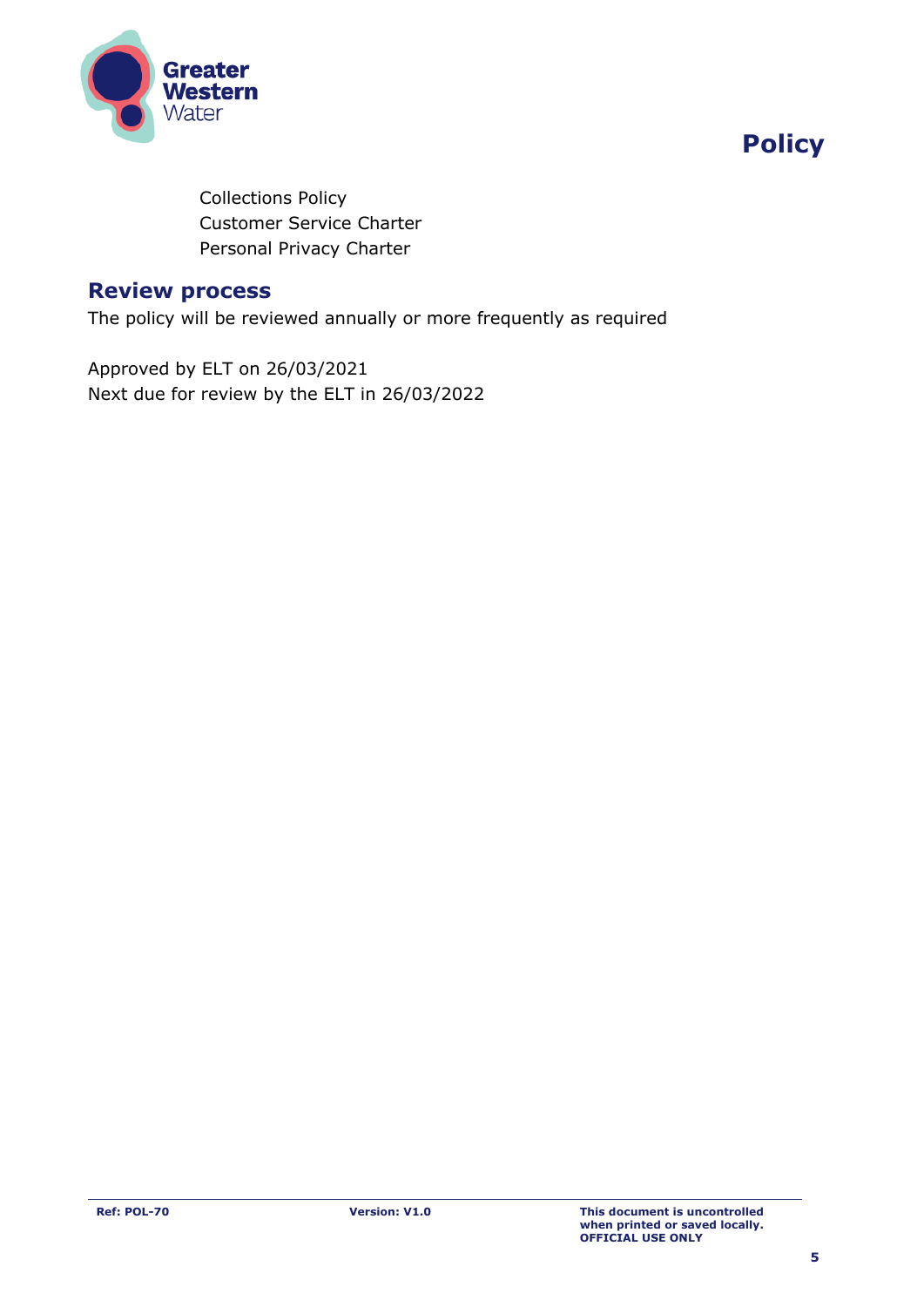Collections Policy
Customer Service Charter
Personal Privacy Charter

## Review process

The policy will be reviewed annually or more frequently as required

Approved by ELT on 26/03/2021
Next due for review by the ELT in 26/03/2022